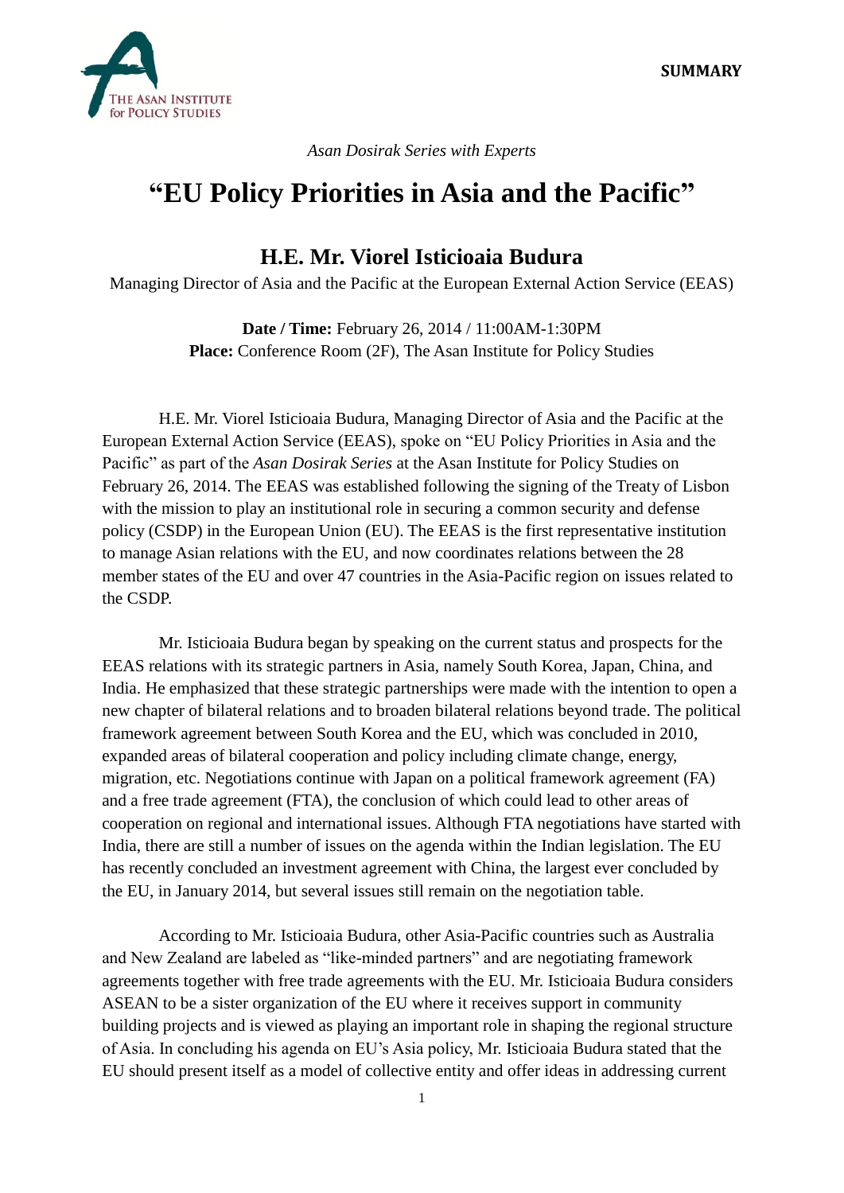SUMMARY

THE ASAN INSTITUTE for POLICY STUDIES

*Asan Dosirak Series with Experts*

# "EU Policy Priorities in Asia and the Pacific"

## H.E. Mr. Viorel Isticioaia Budura

Managing Director of Asia and the Pacific at the European External Action Service (EEAS)

**Date / Time:** February 26, 2014 / 11:00AM-1:30PM
**Place:** Conference Room (2F), The Asan Institute for Policy Studies

H.E. Mr. Viorel Isticioaia Budura, Managing Director of Asia and the Pacific at the European External Action Service (EEAS), spoke on "EU Policy Priorities in Asia and the Pacific" as part of the *Asan Dosirak Series* at the Asan Institute for Policy Studies on February 26, 2014. The EEAS was established following the signing of the Treaty of Lisbon with the mission to play an institutional role in securing a common security and defense policy (CSDP) in the European Union (EU). The EEAS is the first representative institution to manage Asian relations with the EU, and now coordinates relations between the 28 member states of the EU and over 47 countries in the Asia-Pacific region on issues related to the CSDP.

Mr. Isticioaia Budura began by speaking on the current status and prospects for the EEAS relations with its strategic partners in Asia, namely South Korea, Japan, China, and India. He emphasized that these strategic partnerships were made with the intention to open a new chapter of bilateral relations and to broaden bilateral relations beyond trade. The political framework agreement between South Korea and the EU, which was concluded in 2010, expanded areas of bilateral cooperation and policy including climate change, energy, migration, etc. Negotiations continue with Japan on a political framework agreement (FA) and a free trade agreement (FTA), the conclusion of which could lead to other areas of cooperation on regional and international issues. Although FTA negotiations have started with India, there are still a number of issues on the agenda within the Indian legislation. The EU has recently concluded an investment agreement with China, the largest ever concluded by the EU, in January 2014, but several issues still remain on the negotiation table.

According to Mr. Isticioaia Budura, other Asia-Pacific countries such as Australia and New Zealand are labeled as "like-minded partners" and are negotiating framework agreements together with free trade agreements with the EU. Mr. Isticioaia Budura considers ASEAN to be a sister organization of the EU where it receives support in community building projects and is viewed as playing an important role in shaping the regional structure of Asia. In concluding his agenda on EU's Asia policy, Mr. Isticioaia Budura stated that the EU should present itself as a model of collective entity and offer ideas in addressing current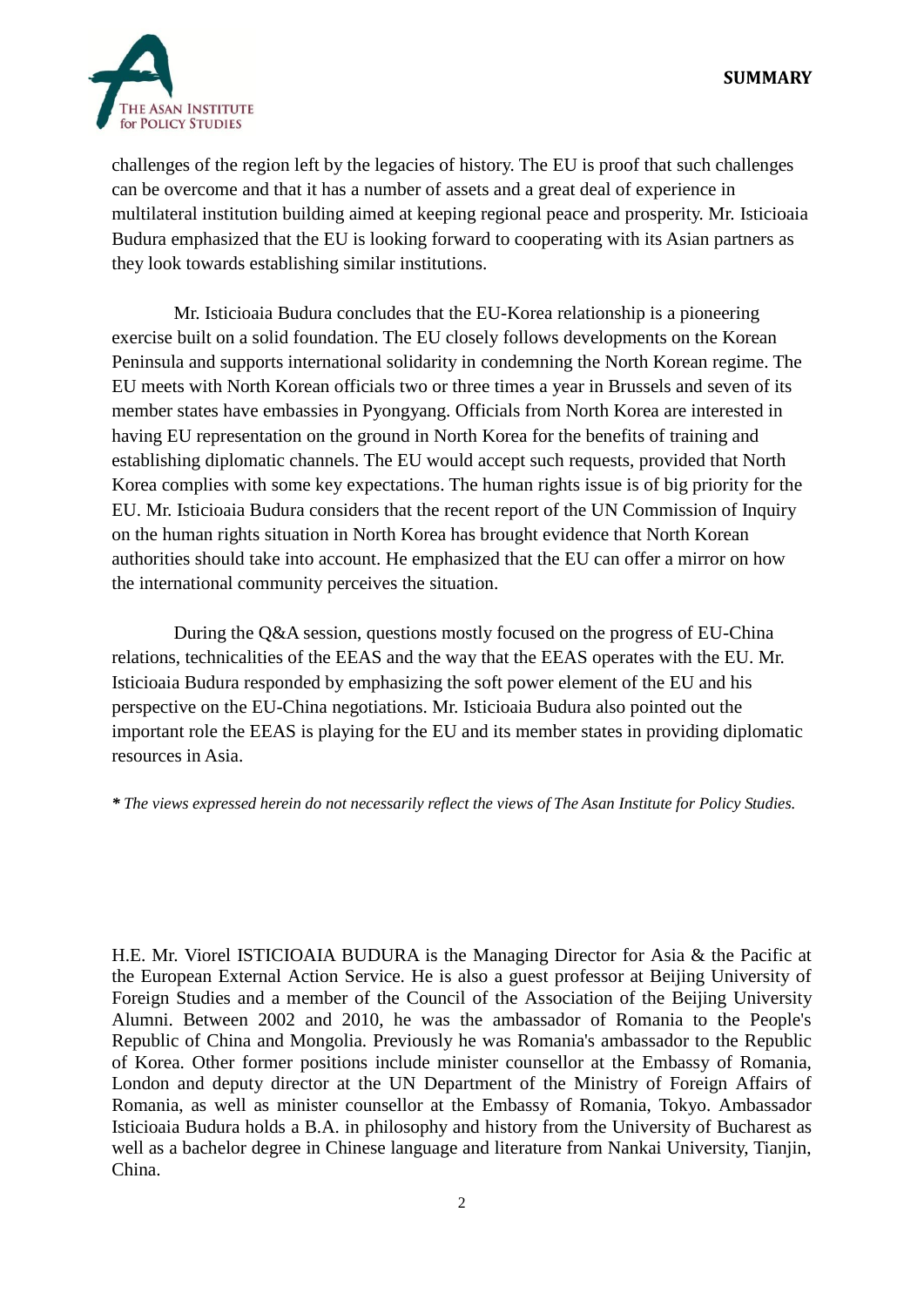challenges of the region left by the legacies of history. The EU is proof that such challenges can be overcome and that it has a number of assets and a great deal of experience in multilateral institution building aimed at keeping regional peace and prosperity. Mr. Isticioaia Budura emphasized that the EU is looking forward to cooperating with its Asian partners as they look towards establishing similar institutions.

Mr. Isticioaia Budura concludes that the EU-Korea relationship is a pioneering exercise built on a solid foundation. The EU closely follows developments on the Korean Peninsula and supports international solidarity in condemning the North Korean regime. The EU meets with North Korean officials two or three times a year in Brussels and seven of its member states have embassies in Pyongyang. Officials from North Korea are interested in having EU representation on the ground in North Korea for the benefits of training and establishing diplomatic channels. The EU would accept such requests, provided that North Korea complies with some key expectations. The human rights issue is of big priority for the EU. Mr. Isticioaia Budura considers that the recent report of the UN Commission of Inquiry on the human rights situation in North Korea has brought evidence that North Korean authorities should take into account. He emphasized that the EU can offer a mirror on how the international community perceives the situation.

During the Q&A session, questions mostly focused on the progress of EU-China relations, technicalities of the EEAS and the way that the EEAS operates with the EU. Mr. Isticioaia Budura responded by emphasizing the soft power element of the EU and his perspective on the EU-China negotiations. Mr. Isticioaia Budura also pointed out the important role the EEAS is playing for the EU and its member states in providing diplomatic resources in Asia.

***** *The views expressed herein do not necessarily reflect the views of The Asan Institute for Policy Studies.*

H.E. Mr. Viorel ISTICIOAIA BUDURA is the Managing Director for Asia & the Pacific at the European External Action Service. He is also a guest professor at Beijing University of Foreign Studies and a member of the Council of the Association of the Beijing University Alumni. Between 2002 and 2010, he was the ambassador of Romania to the People's Republic of China and Mongolia. Previously he was Romania's ambassador to the Republic of Korea. Other former positions include minister counsellor at the Embassy of Romania, London and deputy director at the UN Department of the Ministry of Foreign Affairs of Romania, as well as minister counsellor at the Embassy of Romania, Tokyo. Ambassador Isticioaia Budura holds a B.A. in philosophy and history from the University of Bucharest as well as a bachelor degree in Chinese language and literature from Nankai University, Tianjin, China.